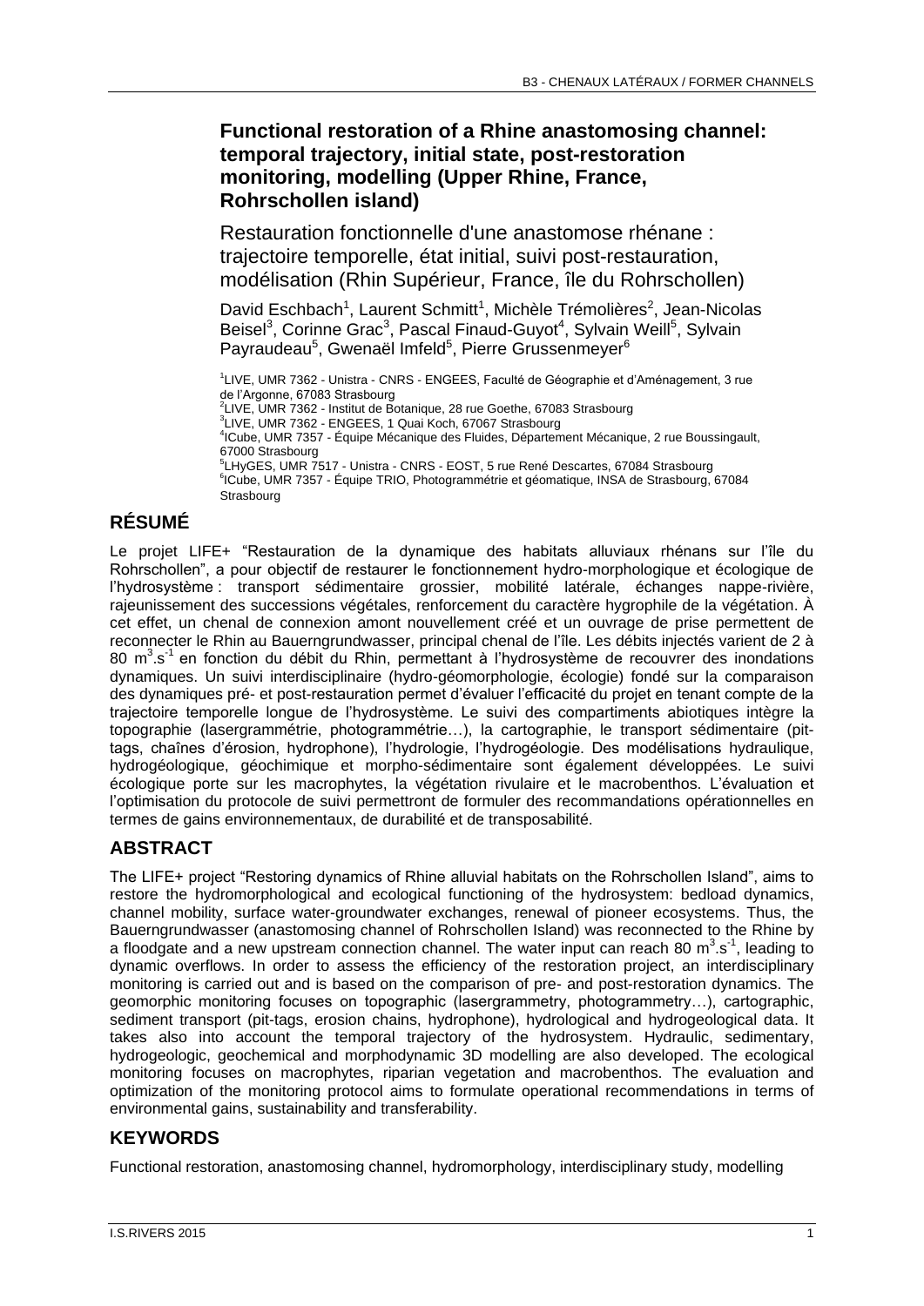# Functional restoration of a Rhine anastomosing channel: temporal trajectory, initial state, post-restoration monitoring, modelling (Upper Rhine, France, Rohrschollen island)

## Restauration fonctionnelle d'une anastomose rhénane : trajectoire temporelle, état initial, suivi post-restauration, modélisation (Rhin Supérieur, France, île du Rohrschollen)

David Eschbach[1], Laurent Schmitt[1], Michèle Trémolières[2], Jean-Nicolas Beisel[3], Corinne Grac[3], Pascal Finaud-Guyot[4], Sylvain Weill[5], Sylvain Payraudeau[5], Gwenaël Imfeld[5], Pierre Grussenmeyer[6]

[1]LIVE, UMR 7362 - Unistra - CNRS - ENGEES, Faculté de Géographie et d'Aménagement, 3 rue de l'Argonne, 67083 Strasbourg
[2]LIVE, UMR 7362 - Institut de Botanique, 28 rue Goethe, 67083 Strasbourg
[3]LIVE, UMR 7362 - ENGEES, 1 Quai Koch, 67067 Strasbourg
[4]ICube, UMR 7357 - Équipe Mécanique des Fluides, Département Mécanique, 2 rue Boussingault, 67000 Strasbourg
[5]LHyGES, UMR 7517 - Unistra - CNRS - EOST, 5 rue René Descartes, 67084 Strasbourg
[6]ICube, UMR 7357 - Équipe TRIO, Photogrammétrie et géomatique, INSA de Strasbourg, 67084 Strasbourg

## RÉSUMÉ

Le projet LIFE+ "Restauration de la dynamique des habitats alluviaux rhénans sur l'île du Rohrschollen", a pour objectif de restaurer le fonctionnement hydro-morphologique et écologique de l'hydrosystème : transport sédimentaire grossier, mobilité latérale, échanges nappe-rivière, rajeunissement des successions végétales, renforcement du caractère hygrophile de la végétation. À cet effet, un chenal de connexion amont nouvellement créé et un ouvrage de prise permettent de reconnecter le Rhin au Bauerngrundwasser, principal chenal de l'île. Les débits injectés varient de 2 à 80 $m^3.s^{-1}$ en fonction du débit du Rhin, permettant à l'hydrosystème de recouvrer des inondations dynamiques. Un suivi interdisciplinaire (hydro-géomorphologie, écologie) fondé sur la comparaison des dynamiques pré- et post-restauration permet d'évaluer l'efficacité du projet en tenant compte de la trajectoire temporelle longue de l'hydrosystème. Le suivi des compartiments abiotiques intègre la topographie (lasergrammétrie, photogrammétrie…), la cartographie, le transport sédimentaire (pit-tags, chaînes d'érosion, hydrophone), l'hydrologie, l'hydrogéologie. Des modélisations hydraulique, hydrogéologique, géochimique et morpho-sédimentaire sont également développées. Le suivi écologique porte sur les macrophytes, la végétation rivulaire et le macrobenthos. L'évaluation et l'optimisation du protocole de suivi permettront de formuler des recommandations opérationnelles en termes de gains environnementaux, de durabilité et de transposabilité.

## ABSTRACT

The LIFE+ project "Restoring dynamics of Rhine alluvial habitats on the Rohrschollen Island", aims to restore the hydromorphological and ecological functioning of the hydrosystem: bedload dynamics, channel mobility, surface water-groundwater exchanges, renewal of pioneer ecosystems. Thus, the Bauerngrundwasser (anastomosing channel of Rohrschollen Island) was reconnected to the Rhine by a floodgate and a new upstream connection channel. The water input can reach 80 $m^3.s^{-1}$, leading to dynamic overflows. In order to assess the efficiency of the restoration project, an interdisciplinary monitoring is carried out and is based on the comparison of pre- and post-restoration dynamics. The geomorphic monitoring focuses on topographic (lasergrammetry, photogrammetry…), cartographic, sediment transport (pit-tags, erosion chains, hydrophone), hydrological and hydrogeological data. It takes also into account the temporal trajectory of the hydrosystem. Hydraulic, sedimentary, hydrogeologic, geochemical and morphodynamic 3D modelling are also developed. The ecological monitoring focuses on macrophytes, riparian vegetation and macrobenthos. The evaluation and optimization of the monitoring protocol aims to formulate operational recommendations in terms of environmental gains, sustainability and transferability.

## KEYWORDS

Functional restoration, anastomosing channel, hydromorphology, interdisciplinary study, modelling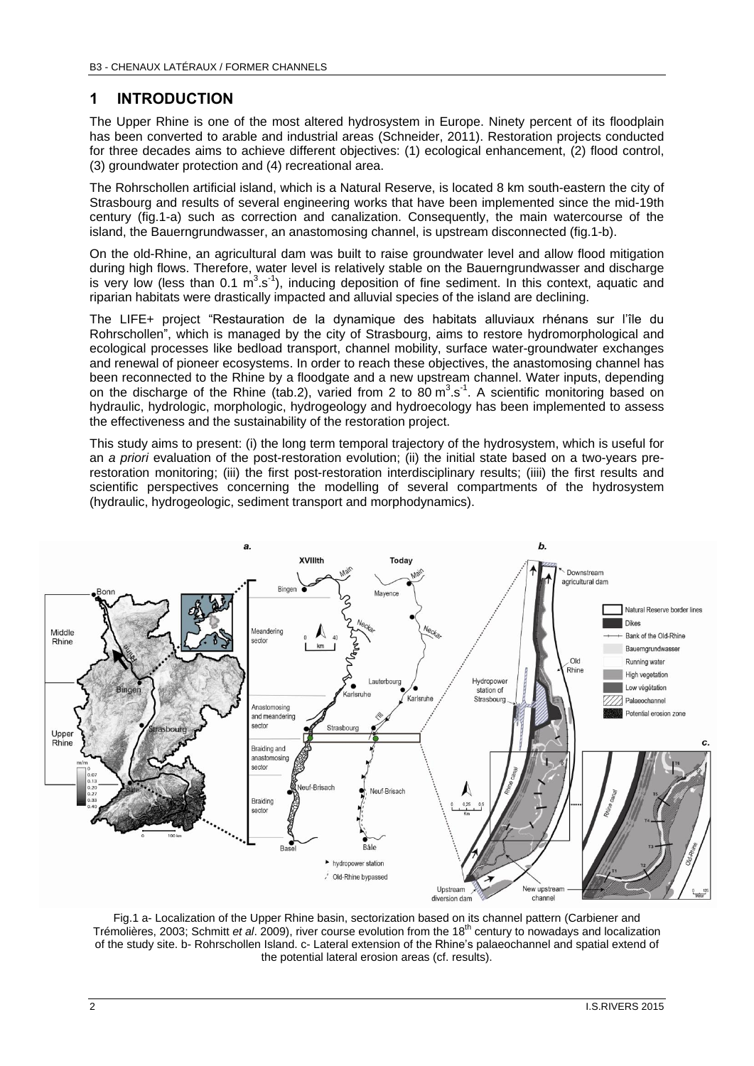## 1 INTRODUCTION

The Upper Rhine is one of the most altered hydrosystem in Europe. Ninety percent of its floodplain has been converted to arable and industrial areas (Schneider, 2011). Restoration projects conducted for three decades aims to achieve different objectives: (1) ecological enhancement, (2) flood control, (3) groundwater protection and (4) recreational area.

The Rohrschollen artificial island, which is a Natural Reserve, is located 8 km south-eastern the city of Strasbourg and results of several engineering works that have been implemented since the mid-19th century (fig.1-a) such as correction and canalization. Consequently, the main watercourse of the island, the Bauerngrundwasser, an anastomosing channel, is upstream disconnected (fig.1-b).

On the old-Rhine, an agricultural dam was built to raise groundwater level and allow flood mitigation during high flows. Therefore, water level is relatively stable on the Bauerngrundwasser and discharge is very low (less than 0.1 $m^3.s^{-1}$), inducing deposition of fine sediment. In this context, aquatic and riparian habitats were drastically impacted and alluvial species of the island are declining.

The LIFE+ project "Restauration de la dynamique des habitats alluviaux rhénans sur l'île du Rohrschollen", which is managed by the city of Strasbourg, aims to restore hydromorphological and ecological processes like bedload transport, channel mobility, surface water-groundwater exchanges and renewal of pioneer ecosystems. In order to reach these objectives, the anastomosing channel has been reconnected to the Rhine by a floodgate and a new upstream channel. Water inputs, depending on the discharge of the Rhine (tab.2), varied from 2 to 80 $m^3.s^{-1}$. A scientific monitoring based on hydraulic, hydrologic, morphologic, hydrogeology and hydroecology has been implemented to assess the effectiveness and the sustainability of the restoration project.

This study aims to present: (i) the long term temporal trajectory of the hydrosystem, which is useful for an *a priori* evaluation of the post-restoration evolution; (ii) the initial state based on a two-years pre-restoration monitoring; (iii) the first post-restoration interdisciplinary results; (iiii) the first results and scientific perspectives concerning the modelling of several compartments of the hydrosystem (hydraulic, hydrogeologic, sediment transport and morphodynamics).

Fig.1 a- Localization of the Upper Rhine basin, sectorization based on its channel pattern (Carbiener and Trémolières, 2003; Schmitt *et al*. 2009), river course evolution from the 18[th] century to nowadays and localization of the study site. b- Rohrschollen Island. c- Lateral extension of the Rhine's palaeochannel and spatial extend of the potential lateral erosion areas (cf. results).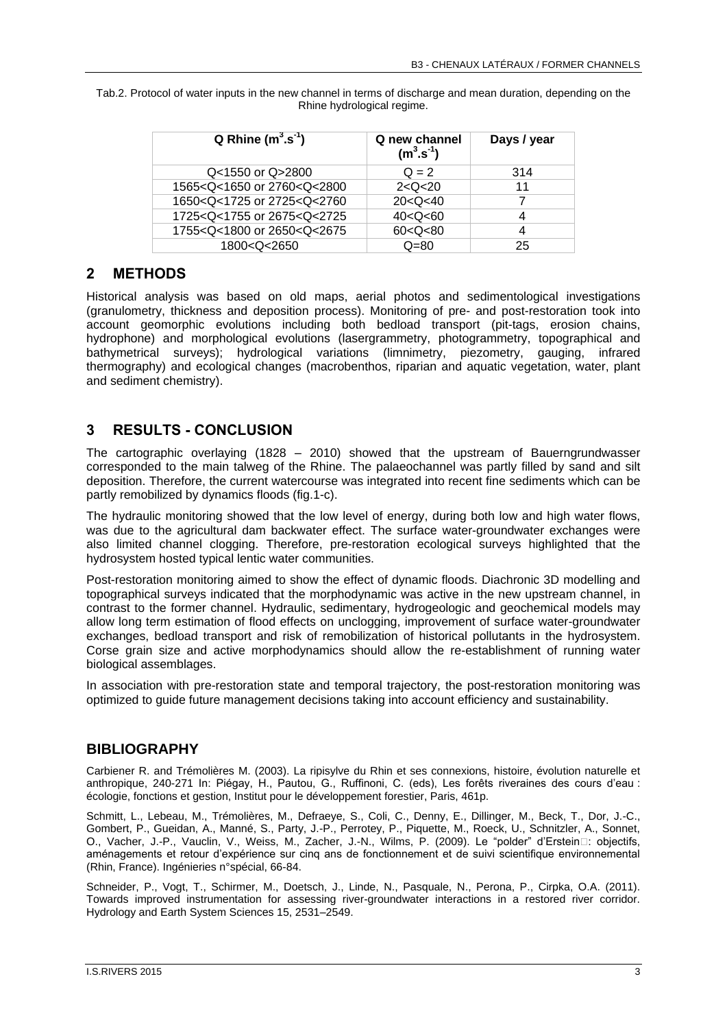Tab.2. Protocol of water inputs in the new channel in terms of discharge and mean duration, depending on the Rhine hydrological regime.

| Q Rhine ($m^3.s^{-1}$) | Q new channel ($m^3.s^{-1}$) | Days / year |
|---|---|---|
| Q<1550 or Q>2800 | Q = 2 | 314 |
| 1565<Q<1650 or 2760<Q<2800 | 2<Q<20 | 11 |
| 1650<Q<1725 or 2725<Q<2760 | 20<Q<40 | 7 |
| 1725<Q<1755 or 2675<Q<2725 | 40<Q<60 | 4 |
| 1755<Q<1800 or 2650<Q<2675 | 60<Q<80 | 4 |
| 1800<Q<2650 | Q=80 | 25 |

## 2 METHODS

Historical analysis was based on old maps, aerial photos and sedimentological investigations (granulometry, thickness and deposition process). Monitoring of pre- and post-restoration took into account geomorphic evolutions including both bedload transport (pit-tags, erosion chains, hydrophone) and morphological evolutions (lasergrammetry, photogrammetry, topographical and bathymetrical surveys); hydrological variations (limnimetry, piezometry, gauging, infrared thermography) and ecological changes (macrobenthos, riparian and aquatic vegetation, water, plant and sediment chemistry).

## 3 RESULTS - CONCLUSION

The cartographic overlaying (1828 – 2010) showed that the upstream of Bauerngrundwasser corresponded to the main talweg of the Rhine. The palaeochannel was partly filled by sand and silt deposition. Therefore, the current watercourse was integrated into recent fine sediments which can be partly remobilized by dynamics floods (fig.1-c).

The hydraulic monitoring showed that the low level of energy, during both low and high water flows, was due to the agricultural dam backwater effect. The surface water-groundwater exchanges were also limited channel clogging. Therefore, pre-restoration ecological surveys highlighted that the hydrosystem hosted typical lentic water communities.

Post-restoration monitoring aimed to show the effect of dynamic floods. Diachronic 3D modelling and topographical surveys indicated that the morphodynamic was active in the new upstream channel, in contrast to the former channel. Hydraulic, sedimentary, hydrogeologic and geochemical models may allow long term estimation of flood effects on unclogging, improvement of surface water-groundwater exchanges, bedload transport and risk of remobilization of historical pollutants in the hydrosystem. Corse grain size and active morphodynamics should allow the re-establishment of running water biological assemblages.

In association with pre-restoration state and temporal trajectory, the post-restoration monitoring was optimized to guide future management decisions taking into account efficiency and sustainability.

## BIBLIOGRAPHY

Carbiener R. and Trémolières M. (2003). La ripisylve du Rhin et ses connexions, histoire, évolution naturelle et anthropique, 240-271 In: Piégay, H., Pautou, G., Ruffinoni, C. (eds), Les forêts riveraines des cours d'eau : écologie, fonctions et gestion, Institut pour le développement forestier, Paris, 461p.

Schmitt, L., Lebeau, M., Trémolières, M., Defraeye, S., Coli, C., Denny, E., Dillinger, M., Beck, T., Dor, J.-C., Gombert, P., Gueidan, A., Manné, S., Party, J.-P., Perrotey, P., Piquette, M., Roeck, U., Schnitzler, A., Sonnet, O., Vacher, J.-P., Vauclin, V., Weiss, M., Zacher, J.-N., Wilms, P. (2009). Le "polder" d'Erstein : objectifs, aménagements et retour d'expérience sur cinq ans de fonctionnement et de suivi scientifique environnemental (Rhin, France). Ingénieries n°spécial, 66-84.

Schneider, P., Vogt, T., Schirmer, M., Doetsch, J., Linde, N., Pasquale, N., Perona, P., Cirpka, O.A. (2011). Towards improved instrumentation for assessing river-groundwater interactions in a restored river corridor. Hydrology and Earth System Sciences 15, 2531–2549.